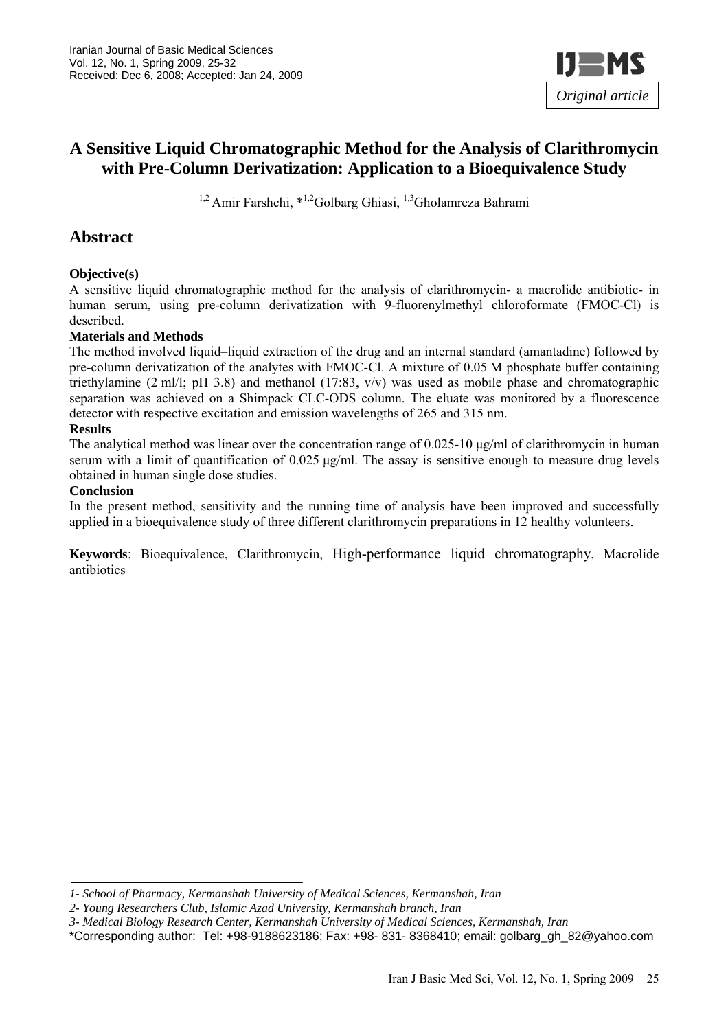Original article

# A Sensitive Liquid Chromatographic Method for the Analysis of Clarithromycin with Pre-Column Derivatization: Application to a Bioequivalence Study

[1,2] Amir Farshchi, *[1,2]Golbarg Ghiasi, [1,3]Gholamreza Bahrami

## Abstract

**Objective(s)**

A sensitive liquid chromatographic method for the analysis of clarithromycin- a macrolide antibiotic- in human serum, using pre-column derivatization with 9-fluorenylmethyl chloroformate (FMOC-Cl) is described.

**Materials and Methods**

The method involved liquid–liquid extraction of the drug and an internal standard (amantadine) followed by pre-column derivatization of the analytes with FMOC-Cl. A mixture of 0.05 M phosphate buffer containing triethylamine (2 ml/l; pH 3.8) and methanol (17:83, v/v) was used as mobile phase and chromatographic separation was achieved on a Shimpack CLC-ODS column. The eluate was monitored by a fluorescence detector with respective excitation and emission wavelengths of 265 and 315 nm.

**Results**

The analytical method was linear over the concentration range of 0.025-10 μg/ml of clarithromycin in human serum with a limit of quantification of 0.025 μg/ml. The assay is sensitive enough to measure drug levels obtained in human single dose studies.

**Conclusion**

In the present method, sensitivity and the running time of analysis have been improved and successfully applied in a bioequivalence study of three different clarithromycin preparations in 12 healthy volunteers.

**Keywords**: Bioequivalence, Clarithromycin, High-performance liquid chromatography, Macrolide antibiotics

---

*1- School of Pharmacy, Kermanshah University of Medical Sciences, Kermanshah, Iran*

*2- Young Researchers Club, Islamic Azad University, Kermanshah branch, Iran*

*3- Medical Biology Research Center, Kermanshah University of Medical Sciences, Kermanshah, Iran*

*Corresponding author: Tel: +98-9188623186; Fax: +98- 831- 8368410; email: golbarg_gh_82@yahoo.com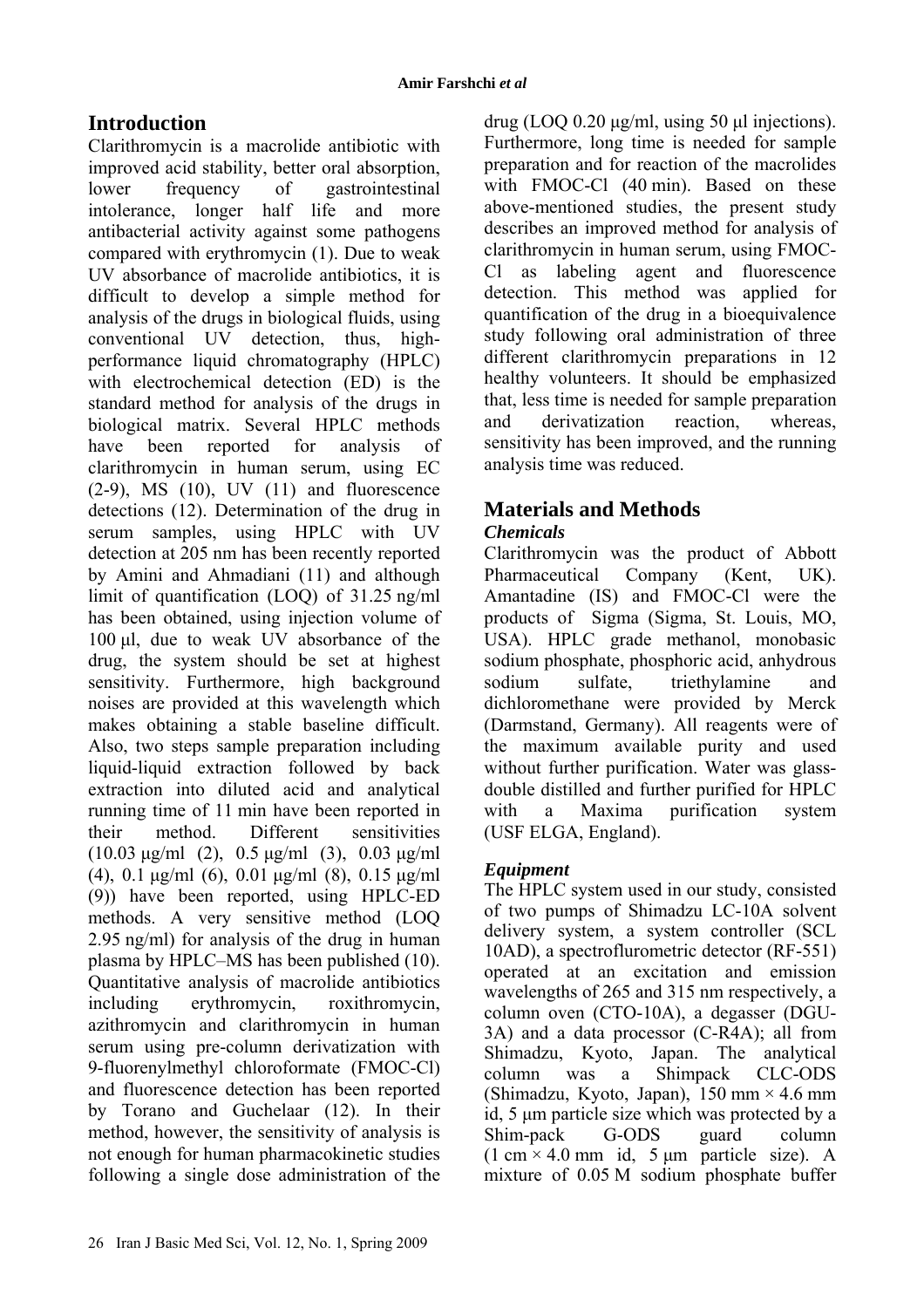## Introduction

Clarithromycin is a macrolide antibiotic with improved acid stability, better oral absorption, lower frequency of gastrointestinal intolerance, longer half life and more antibacterial activity against some pathogens compared with erythromycin (1). Due to weak UV absorbance of macrolide antibiotics, it is difficult to develop a simple method for analysis of the drugs in biological fluids, using conventional UV detection, thus, high-performance liquid chromatography (HPLC) with electrochemical detection (ED) is the standard method for analysis of the drugs in biological matrix. Several HPLC methods have been reported for analysis of clarithromycin in human serum, using EC (2-9), MS (10), UV (11) and fluorescence detections (12). Determination of the drug in serum samples, using HPLC with UV detection at 205 nm has been recently reported by Amini and Ahmadiani (11) and although limit of quantification (LOQ) of 31.25 ng/ml has been obtained, using injection volume of 100 µl, due to weak UV absorbance of the drug, the system should be set at highest sensitivity. Furthermore, high background noises are provided at this wavelength which makes obtaining a stable baseline difficult. Also, two steps sample preparation including liquid-liquid extraction followed by back extraction into diluted acid and analytical running time of 11 min have been reported in their method. Different sensitivities (10.03 µg/ml (2), 0.5 µg/ml (3), 0.03 µg/ml (4), 0.1 µg/ml (6), 0.01 µg/ml (8), 0.15 µg/ml (9)) have been reported, using HPLC-ED methods. A very sensitive method (LOQ 2.95 ng/ml) for analysis of the drug in human plasma by HPLC–MS has been published (10). Quantitative analysis of macrolide antibiotics including erythromycin, roxithromycin, azithromycin and clarithromycin in human serum using pre-column derivatization with 9-fluorenylmethyl chloroformate (FMOC-Cl) and fluorescence detection has been reported by Torano and Guchelaar (12). In their method, however, the sensitivity of analysis is not enough for human pharmacokinetic studies following a single dose administration of the drug (LOQ 0.20 µg/ml, using 50 µl injections). Furthermore, long time is needed for sample preparation and for reaction of the macrolides with FMOC-Cl (40 min). Based on these above-mentioned studies, the present study describes an improved method for analysis of clarithromycin in human serum, using FMOC-Cl as labeling agent and fluorescence detection. This method was applied for quantification of the drug in a bioequivalence study following oral administration of three different clarithromycin preparations in 12 healthy volunteers. It should be emphasized that, less time is needed for sample preparation and derivatization reaction, whereas, sensitivity has been improved, and the running analysis time was reduced.

## Materials and Methods

### *Chemicals*

Clarithromycin was the product of Abbott Pharmaceutical Company (Kent, UK). Amantadine (IS) and FMOC-Cl were the products of Sigma (Sigma, St. Louis, MO, USA). HPLC grade methanol, monobasic sodium phosphate, phosphoric acid, anhydrous sodium sulfate, triethylamine and dichloromethane were provided by Merck (Darmstand, Germany). All reagents were of the maximum available purity and used without further purification. Water was glass-double distilled and further purified for HPLC with a Maxima purification system (USF ELGA, England).

### *Equipment*

The HPLC system used in our study, consisted of two pumps of Shimadzu LC-10A solvent delivery system, a system controller (SCL 10AD), a spectrofluorometric detector (RF-551) operated at an excitation and emission wavelengths of 265 and 315 nm respectively, a column oven (CTO-10A), a degasser (DGU-3A) and a data processor (C-R4A); all from Shimadzu, Kyoto, Japan. The analytical column was a Shimpack CLC-ODS (Shimadzu, Kyoto, Japan), 150 mm × 4.6 mm id, 5 µm particle size which was protected by a Shim-pack G-ODS guard column (1 cm × 4.0 mm id, 5 µm particle size). A mixture of 0.05 M sodium phosphate buffer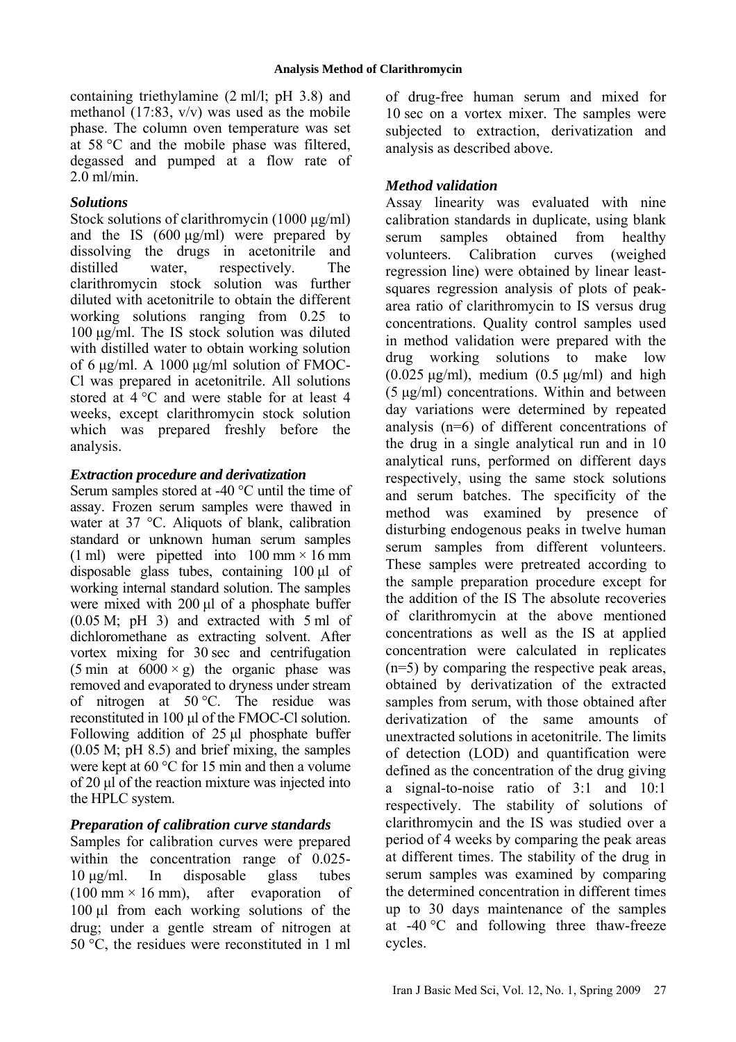containing triethylamine (2 ml/l; pH 3.8) and methanol (17:83, v/v) was used as the mobile phase. The column oven temperature was set at 58 °C and the mobile phase was filtered, degassed and pumped at a flow rate of 2.0 ml/min.

### *Solutions*

Stock solutions of clarithromycin (1000 µg/ml) and the IS (600 µg/ml) were prepared by dissolving the drugs in acetonitrile and distilled water, respectively. The clarithromycin stock solution was further diluted with acetonitrile to obtain the different working solutions ranging from 0.25 to 100 µg/ml. The IS stock solution was diluted with distilled water to obtain working solution of 6 µg/ml. A 1000 µg/ml solution of FMOC-Cl was prepared in acetonitrile. All solutions stored at 4 °C and were stable for at least 4 weeks, except clarithromycin stock solution which was prepared freshly before the analysis.

### *Extraction procedure and derivatization*

Serum samples stored at -40 °C until the time of assay. Frozen serum samples were thawed in water at 37 °C. Aliquots of blank, calibration standard or unknown human serum samples (1 ml) were pipetted into 100 mm × 16 mm disposable glass tubes, containing 100 µl of working internal standard solution. The samples were mixed with 200 µl of a phosphate buffer (0.05 M; pH 3) and extracted with 5 ml of dichloromethane as extracting solvent. After vortex mixing for 30 sec and centrifugation (5 min at 6000 × g) the organic phase was removed and evaporated to dryness under stream of nitrogen at 50 °C. The residue was reconstituted in 100 µl of the FMOC-Cl solution. Following addition of 25 µl phosphate buffer (0.05 M; pH 8.5) and brief mixing, the samples were kept at 60 °C for 15 min and then a volume of 20 µl of the reaction mixture was injected into the HPLC system.

### *Preparation of calibration curve standards*

Samples for calibration curves were prepared within the concentration range of 0.025-10 µg/ml. In disposable glass tubes (100 mm × 16 mm), after evaporation of 100 µl from each working solutions of the drug; under a gentle stream of nitrogen at 50 °C, the residues were reconstituted in 1 ml of drug-free human serum and mixed for 10 sec on a vortex mixer. The samples were subjected to extraction, derivatization and analysis as described above.

### *Method validation*

Assay linearity was evaluated with nine calibration standards in duplicate, using blank serum samples obtained from healthy volunteers. Calibration curves (weighed regression line) were obtained by linear least-squares regression analysis of plots of peak-area ratio of clarithromycin to IS versus drug concentrations. Quality control samples used in method validation were prepared with the drug working solutions to make low (0.025 µg/ml), medium (0.5 µg/ml) and high (5 µg/ml) concentrations. Within and between day variations were determined by repeated analysis (n=6) of different concentrations of the drug in a single analytical run and in 10 analytical runs, performed on different days respectively, using the same stock solutions and serum batches. The specificity of the method was examined by presence of disturbing endogenous peaks in twelve human serum samples from different volunteers. These samples were pretreated according to the sample preparation procedure except for the addition of the IS The absolute recoveries of clarithromycin at the above mentioned concentrations as well as the IS at applied concentration were calculated in replicates (n=5) by comparing the respective peak areas, obtained by derivatization of the extracted samples from serum, with those obtained after derivatization of the same amounts of unextracted solutions in acetonitrile. The limits of detection (LOD) and quantification were defined as the concentration of the drug giving a signal-to-noise ratio of 3:1 and 10:1 respectively. The stability of solutions of clarithromycin and the IS was studied over a period of 4 weeks by comparing the peak areas at different times. The stability of the drug in serum samples was examined by comparing the determined concentration in different times up to 30 days maintenance of the samples at -40 °C and following three thaw-freeze cycles.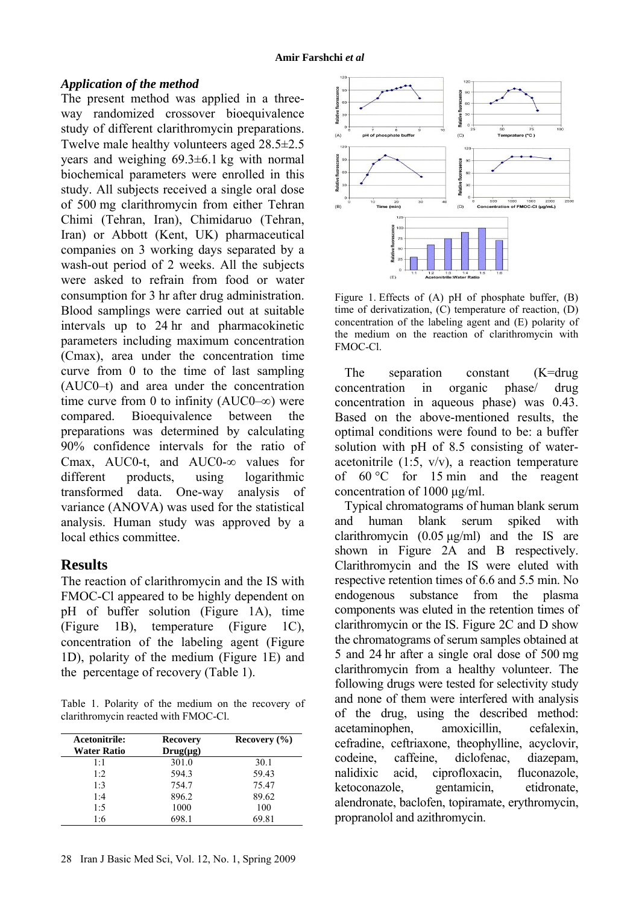### *Application of the method*

The present method was applied in a three-way randomized crossover bioequivalence study of different clarithromycin preparations. Twelve male healthy volunteers aged 28.5±2.5 years and weighing 69.3±6.1 kg with normal biochemical parameters were enrolled in this study. All subjects received a single oral dose of 500 mg clarithromycin from either Tehran Chimi (Tehran, Iran), Chimidaruo (Tehran, Iran) or Abbott (Kent, UK) pharmaceutical companies on 3 working days separated by a wash-out period of 2 weeks. All the subjects were asked to refrain from food or water consumption for 3 hr after drug administration. Blood samplings were carried out at suitable intervals up to 24 hr and pharmacokinetic parameters including maximum concentration (Cmax), area under the concentration time curve from 0 to the time of last sampling (AUC0–t) and area under the concentration time curve from 0 to infinity (AUC0–∞) were compared. Bioequivalence between the preparations was determined by calculating 90% confidence intervals for the ratio of Cmax, AUC0-t, and AUC0-∞ values for different products, using logarithmic transformed data. One-way analysis of variance (ANOVA) was used for the statistical analysis. Human study was approved by a local ethics committee.

## Results

The reaction of clarithromycin and the IS with FMOC-Cl appeared to be highly dependent on pH of buffer solution (Figure 1A), time (Figure 1B), temperature (Figure 1C), concentration of the labeling agent (Figure 1D), polarity of the medium (Figure 1E) and the percentage of recovery (Table 1).

Table 1. Polarity of the medium on the recovery of clarithromycin reacted with FMOC-Cl.

| Acetonitrile: Water Ratio | Recovery Drug(µg) | Recovery (%) |
|---|---|---|
| 1:1 | 301.0 | 30.1 |
| 1:2 | 594.3 | 59.43 |
| 1:3 | 754.7 | 75.47 |
| 1:4 | 896.2 | 89.62 |
| 1:5 | 1000 | 100 |
| 1:6 | 698.1 | 69.81 |

Figure 1. Effects of (A) pH of phosphate buffer, (B) time of derivatization, (C) temperature of reaction, (D) concentration of the labeling agent and (E) polarity of the medium on the reaction of clarithromycin with FMOC-Cl.

The separation constant (K=drug concentration in organic phase/ drug concentration in aqueous phase) was 0.43. Based on the above-mentioned results, the optimal conditions were found to be: a buffer solution with pH of 8.5 consisting of water-acetonitrile (1:5, v/v), a reaction temperature of 60 °C for 15 min and the reagent concentration of 1000 µg/ml.

Typical chromatograms of human blank serum and human blank serum spiked with clarithromycin (0.05 µg/ml) and the IS are shown in Figure 2A and B respectively. Clarithromycin and the IS were eluted with respective retention times of 6.6 and 5.5 min. No endogenous substance from the plasma components was eluted in the retention times of clarithromycin or the IS. Figure 2C and D show the chromatograms of serum samples obtained at 5 and 24 hr after a single oral dose of 500 mg clarithromycin from a healthy volunteer. The following drugs were tested for selectivity study and none of them were interfered with analysis of the drug, using the described method: acetaminophen, amoxicillin, cefalexin, cefradine, ceftriaxone, theophylline, acyclovir, codeine, caffeine, diclofenac, diazepam, nalidixic acid, ciprofloxacin, fluconazole, ketoconazole, gentamicin, etidronate, alendronate, baclofen, topiramate, erythromycin, propranolol and azithromycin.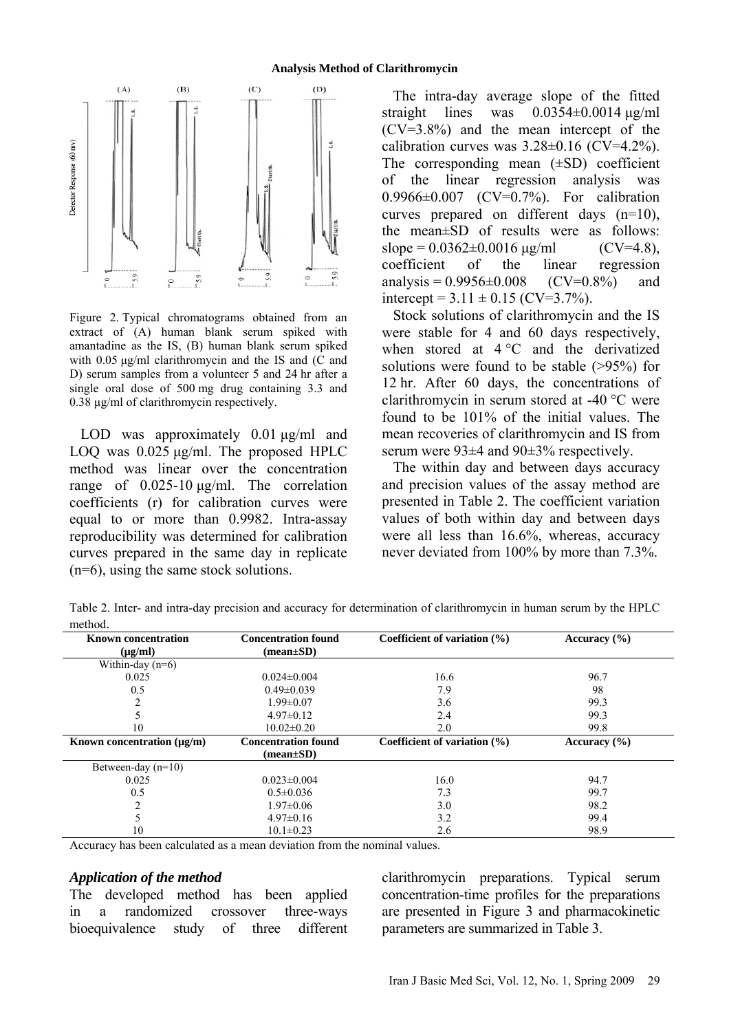Figure 2. Typical chromatograms obtained from an extract of (A) human blank serum spiked with amantadine as the IS, (B) human blank serum spiked with 0.05 µg/ml clarithromycin and the IS and (C and D) serum samples from a volunteer 5 and 24 hr after a single oral dose of 500 mg drug containing 3.3 and 0.38 µg/ml of clarithromycin respectively.

LOD was approximately 0.01 µg/ml and LOQ was 0.025 µg/ml. The proposed HPLC method was linear over the concentration range of 0.025-10 µg/ml. The correlation coefficients (r) for calibration curves were equal to or more than 0.9982. Intra-assay reproducibility was determined for calibration curves prepared in the same day in replicate (n=6), using the same stock solutions.

The intra-day average slope of the fitted straight lines was 0.0354±0.0014 µg/ml (CV=3.8%) and the mean intercept of the calibration curves was 3.28±0.16 (CV=4.2%). The corresponding mean (±SD) coefficient of the linear regression analysis was 0.9966±0.007 (CV=0.7%). For calibration curves prepared on different days (n=10), the mean±SD of results were as follows: slope = 0.0362±0.0016 µg/ml (CV=4.8), coefficient of the linear regression analysis = 0.9956±0.008 (CV=0.8%) and intercept = 3.11 ± 0.15 (CV=3.7%).

Stock solutions of clarithromycin and the IS were stable for 4 and 60 days respectively, when stored at 4 °C and the derivatized solutions were found to be stable (>95%) for 12 hr. After 60 days, the concentrations of clarithromycin in serum stored at -40 °C were found to be 101% of the initial values. The mean recoveries of clarithromycin and IS from serum were 93±4 and 90±3% respectively.

The within day and between days accuracy and precision values of the assay method are presented in Table 2. The coefficient variation values of both within day and between days were all less than 16.6%, whereas, accuracy never deviated from 100% by more than 7.3%.

Table 2. Inter- and intra-day precision and accuracy for determination of clarithromycin in human serum by the HPLC method.

| Known concentration (µg/ml) | Concentration found (mean±SD) | Coefficient of variation (%) | Accuracy (%) |
|---|---|---|---|
| Within-day (n=6) | | | |
| 0.025 | 0.024±0.004 | 16.6 | 96.7 |
| 0.5 | 0.49±0.039 | 7.9 | 98 |
| 2 | 1.99±0.07 | 3.6 | 99.3 |
| 5 | 4.97±0.12 | 2.4 | 99.3 |
| 10 | 10.02±0.20 | 2.0 | 99.8 |
| **Known concentration (µg/m)** | **Concentration found (mean±SD)** | **Coefficient of variation (%)** | **Accuracy (%)** |
| Between-day (n=10) | | | |
| 0.025 | 0.023±0.004 | 16.0 | 94.7 |
| 0.5 | 0.5±0.036 | 7.3 | 99.7 |
| 2 | 1.97±0.06 | 3.0 | 98.2 |
| 5 | 4.97±0.16 | 3.2 | 99.4 |
| 10 | 10.1±0.23 | 2.6 | 98.9 |

Accuracy has been calculated as a mean deviation from the nominal values.

### *Application of the method*

The developed method has been applied in a randomized crossover three-ways bioequivalence study of three different clarithromycin preparations. Typical serum concentration-time profiles for the preparations are presented in Figure 3 and pharmacokinetic parameters are summarized in Table 3.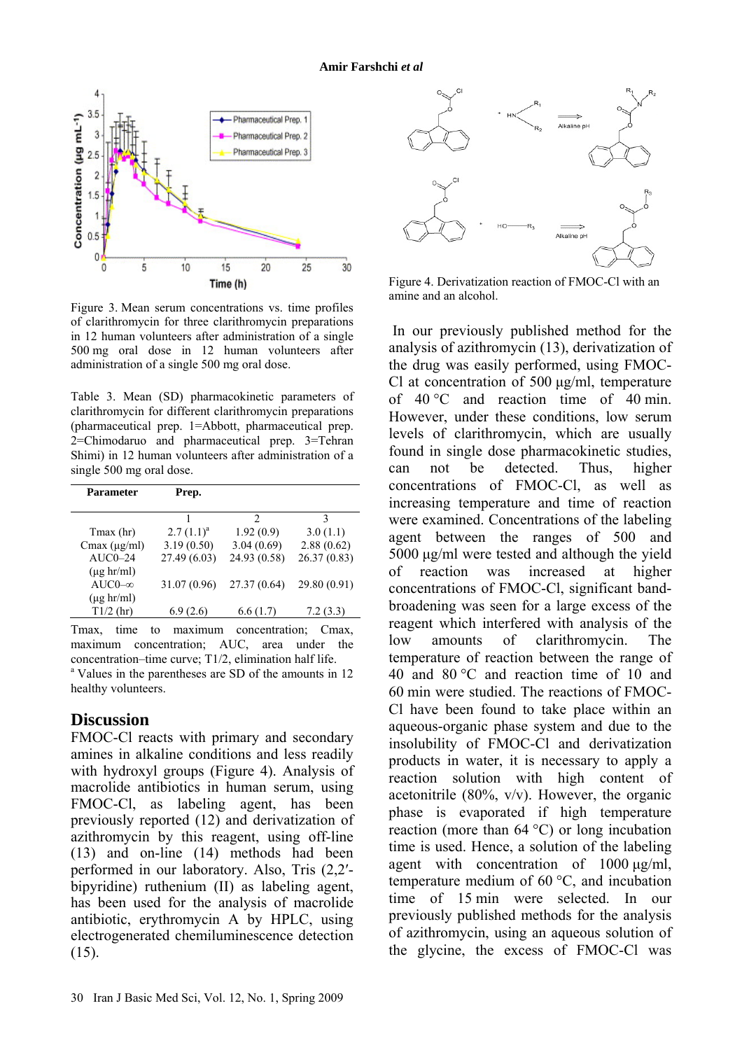Figure 3. Mean serum concentrations vs. time profiles of clarithromycin for three clarithromycin preparations in 12 human volunteers after administration of a single 500 mg oral dose in 12 human volunteers after administration of a single 500 mg oral dose.

Table 3. Mean (SD) pharmacokinetic parameters of clarithromycin for different clarithromycin preparations (pharmaceutical prep. 1=Abbott, pharmaceutical prep. 2=Chimodaruo and pharmaceutical prep. 3=Tehran Shimi) in 12 human volunteers after administration of a single 500 mg oral dose.

| Parameter | Prep. | | |
|---|---|---|---|
| | 1 | 2 | 3 |
| Tmax (hr) | 2.7 (1.1)[a] | 1.92 (0.9) | 3.0 (1.1) |
| Cmax (μg/ml) | 3.19 (0.50) | 3.04 (0.69) | 2.88 (0.62) |
| AUC0–24 (μg hr/ml) | 27.49 (6.03) | 24.93 (0.58) | 26.37 (0.83) |
| AUC0–∞ (μg hr/ml) | 31.07 (0.96) | 27.37 (0.64) | 29.80 (0.91) |
| T1/2 (hr) | 6.9 (2.6) | 6.6 (1.7) | 7.2 (3.3) |

Tmax, time to maximum concentration; Cmax, maximum concentration; AUC, area under the concentration–time curve; T1/2, elimination half life.
[a] Values in the parentheses are SD of the amounts in 12 healthy volunteers.

## Discussion

FMOC-Cl reacts with primary and secondary amines in alkaline conditions and less readily with hydroxyl groups (Figure 4). Analysis of macrolide antibiotics in human serum, using FMOC-Cl, as labeling agent, has been previously reported (12) and derivatization of azithromycin by this reagent, using off-line (13) and on-line (14) methods had been performed in our laboratory. Also, Tris (2,2′-bipyridine) ruthenium (II) as labeling agent, has been used for the analysis of macrolide antibiotic, erythromycin A by HPLC, using electrogenerated chemiluminescence detection (15).

Figure 4. Derivatization reaction of FMOC-Cl with an amine and an alcohol.

In our previously published method for the analysis of azithromycin (13), derivatization of the drug was easily performed, using FMOC-Cl at concentration of 500 μg/ml, temperature of 40 °C and reaction time of 40 min. However, under these conditions, low serum levels of clarithromycin, which are usually found in single dose pharmacokinetic studies, can not be detected. Thus, higher concentrations of FMOC-Cl, as well as increasing temperature and time of reaction were examined. Concentrations of the labeling agent between the ranges of 500 and 5000 μg/ml were tested and although the yield of reaction was increased at higher concentrations of FMOC-Cl, significant band-broadening was seen for a large excess of the reagent which interfered with analysis of the low amounts of clarithromycin. The temperature of reaction between the range of 40 and 80 °C and reaction time of 10 and 60 min were studied. The reactions of FMOC-Cl have been found to take place within an aqueous-organic phase system and due to the insolubility of FMOC-Cl and derivatization products in water, it is necessary to apply a reaction solution with high content of acetonitrile (80%, v/v). However, the organic phase is evaporated if high temperature reaction (more than 64 °C) or long incubation time is used. Hence, a solution of the labeling agent with concentration of 1000 μg/ml, temperature medium of 60 °C, and incubation time of 15 min were selected. In our previously published methods for the analysis of azithromycin, using an aqueous solution of the glycine, the excess of FMOC-Cl was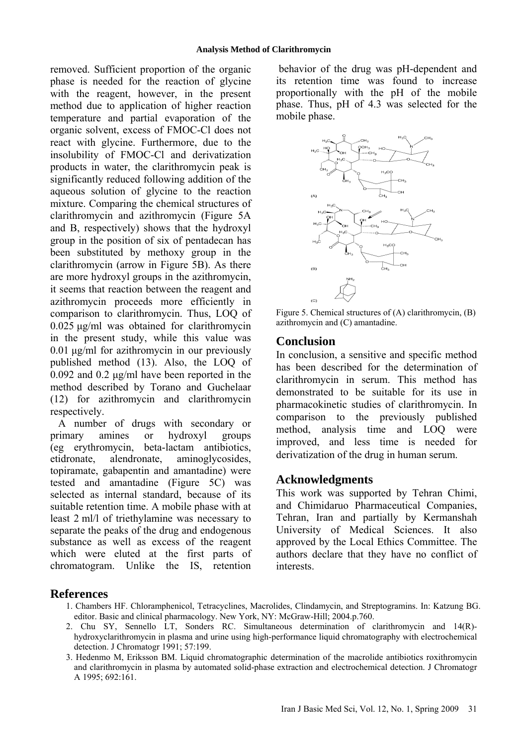removed. Sufficient proportion of the organic phase is needed for the reaction of glycine with the reagent, however, in the present method due to application of higher reaction temperature and partial evaporation of the organic solvent, excess of FMOC-Cl does not react with glycine. Furthermore, due to the insolubility of FMOC-Cl and derivatization products in water, the clarithromycin peak is significantly reduced following addition of the aqueous solution of glycine to the reaction mixture. Comparing the chemical structures of clarithromycin and azithromycin (Figure 5A and B, respectively) shows that the hydroxyl group in the position of six of pentadecan has been substituted by methoxy group in the clarithromycin (arrow in Figure 5B). As there are more hydroxyl groups in the azithromycin, it seems that reaction between the reagent and azithromycin proceeds more efficiently in comparison to clarithromycin. Thus, LOQ of 0.025 µg/ml was obtained for clarithromycin in the present study, while this value was 0.01 µg/ml for azithromycin in our previously published method (13). Also, the LOQ of 0.092 and 0.2 µg/ml have been reported in the method described by Torano and Guchelaar (12) for azithromycin and clarithromycin respectively.

A number of drugs with secondary or primary amines or hydroxyl groups (eg erythromycin, beta-lactam antibiotics, etidronate, alendronate, aminoglycosides, topiramate, gabapentin and amantadine) were tested and amantadine (Figure 5C) was selected as internal standard, because of its suitable retention time. A mobile phase with at least 2 ml/l of triethylamine was necessary to separate the peaks of the drug and endogenous substance as well as excess of the reagent which were eluted at the first parts of chromatogram. Unlike the IS, retention behavior of the drug was pH-dependent and its retention time was found to increase proportionally with the pH of the mobile phase. Thus, pH of 4.3 was selected for the mobile phase.

Figure 5. Chemical structures of (A) clarithromycin, (B) azithromycin and (C) amantadine.

## Conclusion

In conclusion, a sensitive and specific method has been described for the determination of clarithromycin in serum. This method has demonstrated to be suitable for its use in pharmacokinetic studies of clarithromycin. In comparison to the previously published method, analysis time and LOQ were improved, and less time is needed for derivatization of the drug in human serum.

## Acknowledgments

This work was supported by Tehran Chimi, and Chimidaruo Pharmaceutical Companies, Tehran, Iran and partially by Kermanshah University of Medical Sciences. It also approved by the Local Ethics Committee. The authors declare that they have no conflict of interests.

## References

1. Chambers HF. Chloramphenicol, Tetracyclines, Macrolides, Clindamycin, and Streptogramins. In: Katzung BG. editor. Basic and clinical pharmacology. New York, NY: McGraw-Hill; 2004.p.760.
2. Chu SY, Sennello LT, Sonders RC. Simultaneous determination of clarithromycin and 14(R)-hydroxyclarithromycin in plasma and urine using high-performance liquid chromatography with electrochemical detection. J Chromatogr 1991; 57:199.
3. Hedenmo M, Eriksson BM. Liquid chromatographic determination of the macrolide antibiotics roxithromycin and clarithromycin in plasma by automated solid-phase extraction and electrochemical detection. J Chromatogr A 1995; 692:161.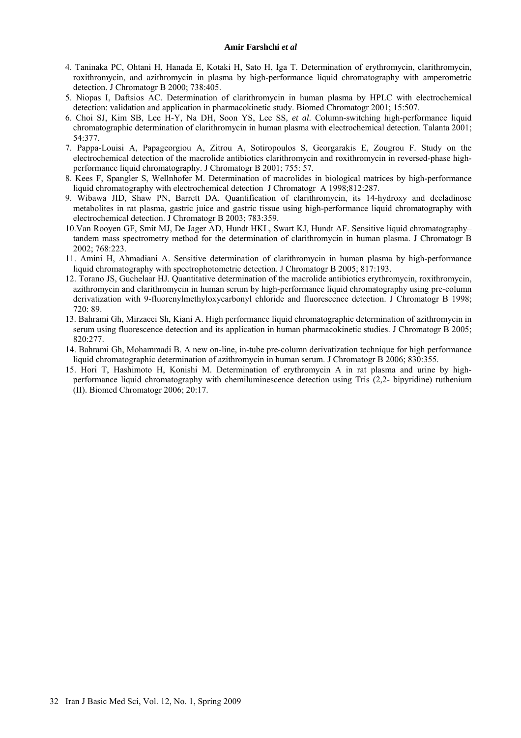4. Taninaka PC, Ohtani H, Hanada E, Kotaki H, Sato H, Iga T. Determination of erythromycin, clarithromycin, roxithromycin, and azithromycin in plasma by high-performance liquid chromatography with amperometric detection. J Chromatogr B 2000; 738:405.
5. Niopas I, Daftsios AC. Determination of clarithromycin in human plasma by HPLC with electrochemical detection: validation and application in pharmacokinetic study. Biomed Chromatogr 2001; 15:507.
6. Choi SJ, Kim SB, Lee H-Y, Na DH, Soon YS, Lee SS, *et al*. Column-switching high-performance liquid chromatographic determination of clarithromycin in human plasma with electrochemical detection. Talanta 2001; 54:377.
7. Pappa-Louisi A, Papageorgiou A, Zitrou A, Sotiropoulos S, Georgarakis E, Zougrou F. Study on the electrochemical detection of the macrolide antibiotics clarithromycin and roxithromycin in reversed-phase high-performance liquid chromatography. J Chromatogr B 2001; 755: 57.
8. Kees F, Spangler S, Wellnhofer M. Determination of macrolides in biological matrices by high-performance liquid chromatography with electrochemical detection J Chromatogr A 1998;812:287.
9. Wibawa JID, Shaw PN, Barrett DA. Quantification of clarithromycin, its 14-hydroxy and decladinose metabolites in rat plasma, gastric juice and gastric tissue using high-performance liquid chromatography with electrochemical detection. J Chromatogr B 2003; 783:359.
10. Van Rooyen GF, Smit MJ, De Jager AD, Hundt HKL, Swart KJ, Hundt AF. Sensitive liquid chromatography–tandem mass spectrometry method for the determination of clarithromycin in human plasma. J Chromatogr B 2002; 768:223.
11. Amini H, Ahmadiani A. Sensitive determination of clarithromycin in human plasma by high-performance liquid chromatography with spectrophotometric detection. J Chromatogr B 2005; 817:193.
12. Torano JS, Guchelaar HJ. Quantitative determination of the macrolide antibiotics erythromycin, roxithromycin, azithromycin and clarithromycin in human serum by high-performance liquid chromatography using pre-column derivatization with 9-fluorenylmethyloxycarbonyl chloride and fluorescence detection. J Chromatogr B 1998; 720: 89.
13. Bahrami Gh, Mirzaeei Sh, Kiani A. High performance liquid chromatographic determination of azithromycin in serum using fluorescence detection and its application in human pharmacokinetic studies. J Chromatogr B 2005; 820:277.
14. Bahrami Gh, Mohammadi B. A new on-line, in-tube pre-column derivatization technique for high performance liquid chromatographic determination of azithromycin in human serum. J Chromatogr B 2006; 830:355.
15. Hori T, Hashimoto H, Konishi M. Determination of erythromycin A in rat plasma and urine by high-performance liquid chromatography with chemiluminescence detection using Tris (2,2- bipyridine) ruthenium (II). Biomed Chromatogr 2006; 20:17.